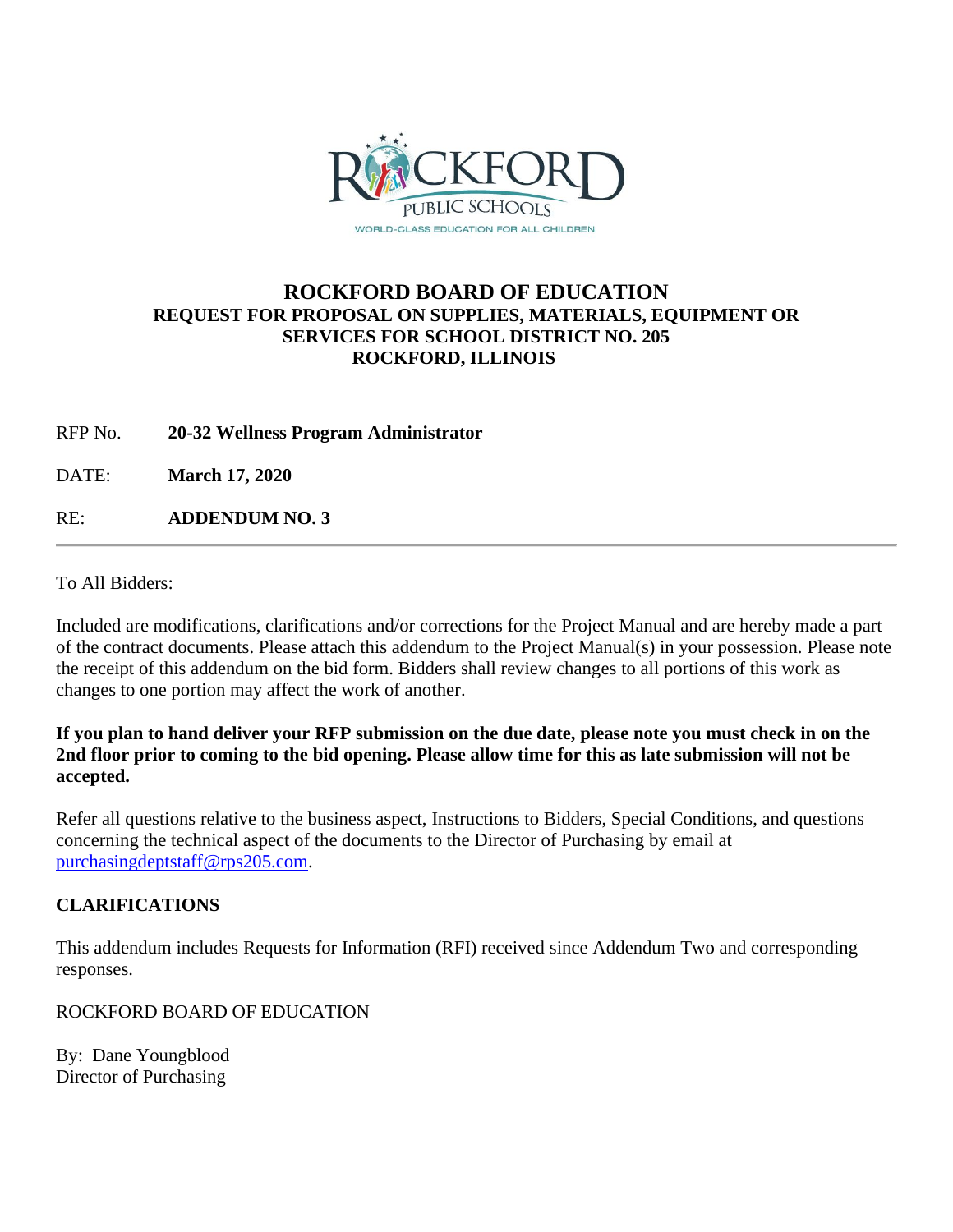ROCKFORD PUBLIC SCHOOLS

WORLD-CLASS EDUCATION FOR ALL CHILDREN

# ROCKFORD BOARD OF EDUCATION

## REQUEST FOR PROPOSAL ON SUPPLIES, MATERIALS, EQUIPMENT OR SERVICES FOR SCHOOL DISTRICT NO. 205 ROCKFORD, ILLINOIS

RFP No. **20-32 Wellness Program Administrator**

DATE: **March 17, 2020**

RE: **ADDENDUM NO. 3**

---

To All Bidders:

Included are modifications, clarifications and/or corrections for the Project Manual and are hereby made a part of the contract documents. Please attach this addendum to the Project Manual(s) in your possession. Please note the receipt of this addendum on the bid form. Bidders shall review changes to all portions of this work as changes to one portion may affect the work of another.

**If you plan to hand deliver your RFP submission on the due date, please note you must check in on the 2nd floor prior to coming to the bid opening. Please allow time for this as late submission will not be accepted.**

Refer all questions relative to the business aspect, Instructions to Bidders, Special Conditions, and questions concerning the technical aspect of the documents to the Director of Purchasing by email at purchasingdeptstaff@rps205.com.

### CLARIFICATIONS

This addendum includes Requests for Information (RFI) received since Addendum Two and corresponding responses.

ROCKFORD BOARD OF EDUCATION

By: Dane Youngblood
Director of Purchasing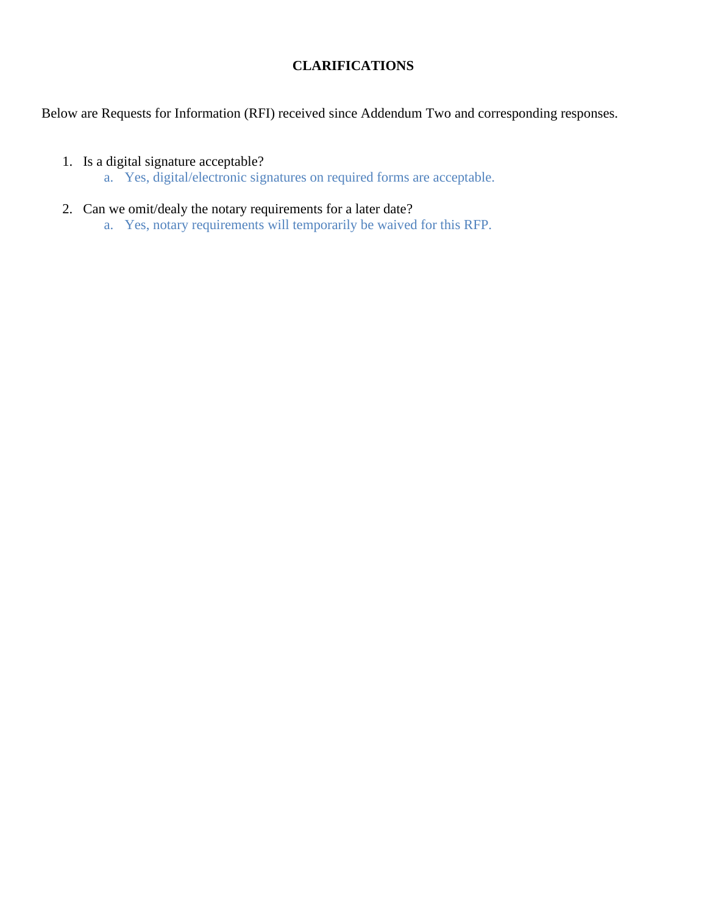# CLARIFICATIONS

Below are Requests for Information (RFI) received since Addendum Two and corresponding responses.

1. Is a digital signature acceptable?
    a. Yes, digital/electronic signatures on required forms are acceptable.

2. Can we omit/dealy the notary requirements for a later date?
    a. Yes, notary requirements will temporarily be waived for this RFP.